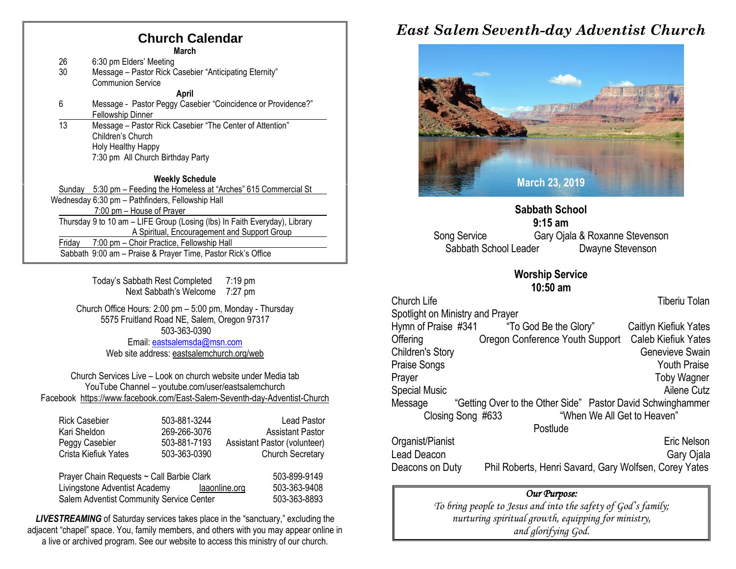## Church Calendar

**March**

26 — 6:30 pm Elders' Meeting

30 — Message – Pastor Rick Casebier "Anticipating Eternity"
Communion Service

**April**

6 — Message - Pastor Peggy Casebier "Coincidence or Providence?"
Fellowship Dinner

13 — Message – Pastor Rick Casebier "The Center of Attention"
Children's Church
Holy Healthy Happy
7:30 pm All Church Birthday Party

**Weekly Schedule**

Sunday 5:30 pm – Feeding the Homeless at "Arches" 615 Commercial St

Wednesday 6:30 pm – Pathfinders, Fellowship Hall
7:00 pm – House of Prayer

Thursday 9 to 10 am – LIFE Group (Losing (lbs) In Faith Everyday), Library
A Spiritual, Encouragement and Support Group

Friday 7:00 pm – Choir Practice, Fellowship Hall

Sabbath 9:00 am – Praise & Prayer Time, Pastor Rick's Office

Today's Sabbath Rest Completed 7:19 pm
Next Sabbath's Welcome 7:27 pm

Church Office Hours: 2:00 pm – 5:00 pm, Monday - Thursday
5575 Fruitland Road NE, Salem, Oregon 97317
503-363-0390
Email: eastsalemsda@msn.com
Web site address: eastsalemchurch.org/web

Church Services Live – Look on church website under Media tab
YouTube Channel – youtube.com/user/eastsalemchurch
Facebook https://www.facebook.com/East-Salem-Seventh-day-Adventist-Church

| Name | Phone | Role |
|---|---|---|
| Rick Casebier | 503-881-3244 | Lead Pastor |
| Kari Sheldon | 269-266-3076 | Assistant Pastor |
| Peggy Casebier | 503-881-7193 | Assistant Pastor (volunteer) |
| Crista Kiefiuk Yates | 503-363-0390 | Church Secretary |

| | | |
|---|---|---|
| Prayer Chain Requests ~ Call Barbie Clark | | 503-899-9149 |
| Livingstone Adventist Academy | laaonline.org | 503-363-9408 |
| Salem Adventist Community Service Center | | 503-363-8893 |

***LIVESTREAMING*** of Saturday services takes place in the "sanctuary," excluding the adjacent "chapel" space. You, family members, and others with you may appear online in a live or archived program. See our website to access this ministry of our church.

# *East Salem Seventh-day Adventist Church*

March 23, 2019

**Sabbath School**
**9:15 am**

Song Service — Gary Ojala & Roxanne Stevenson
Sabbath School Leader — Dwayne Stevenson

**Worship Service**
**10:50 am**

Church Life — Tiberiu Tolan
Spotlight on Ministry and Prayer
Hymn of Praise #341 "To God Be the Glory" — Caitlyn Kiefiuk Yates
Offering — Oregon Conference Youth Support — Caleb Kiefiuk Yates
Children's Story — Genevieve Swain
Praise Songs — Youth Praise
Prayer — Toby Wagner
Special Music — Ailene Cutz
Message — "Getting Over to the Other Side" — Pastor David Schwinghammer
Closing Song #633 — "When We All Get to Heaven"
Postlude

Organist/Pianist — Eric Nelson
Lead Deacon — Gary Ojala
Deacons on Duty — Phil Roberts, Henri Savard, Gary Wolfsen, Corey Yates

***Our Purpose:***
*To bring people to Jesus and into the safety of God's family; nurturing spiritual growth, equipping for ministry, and glorifying God.*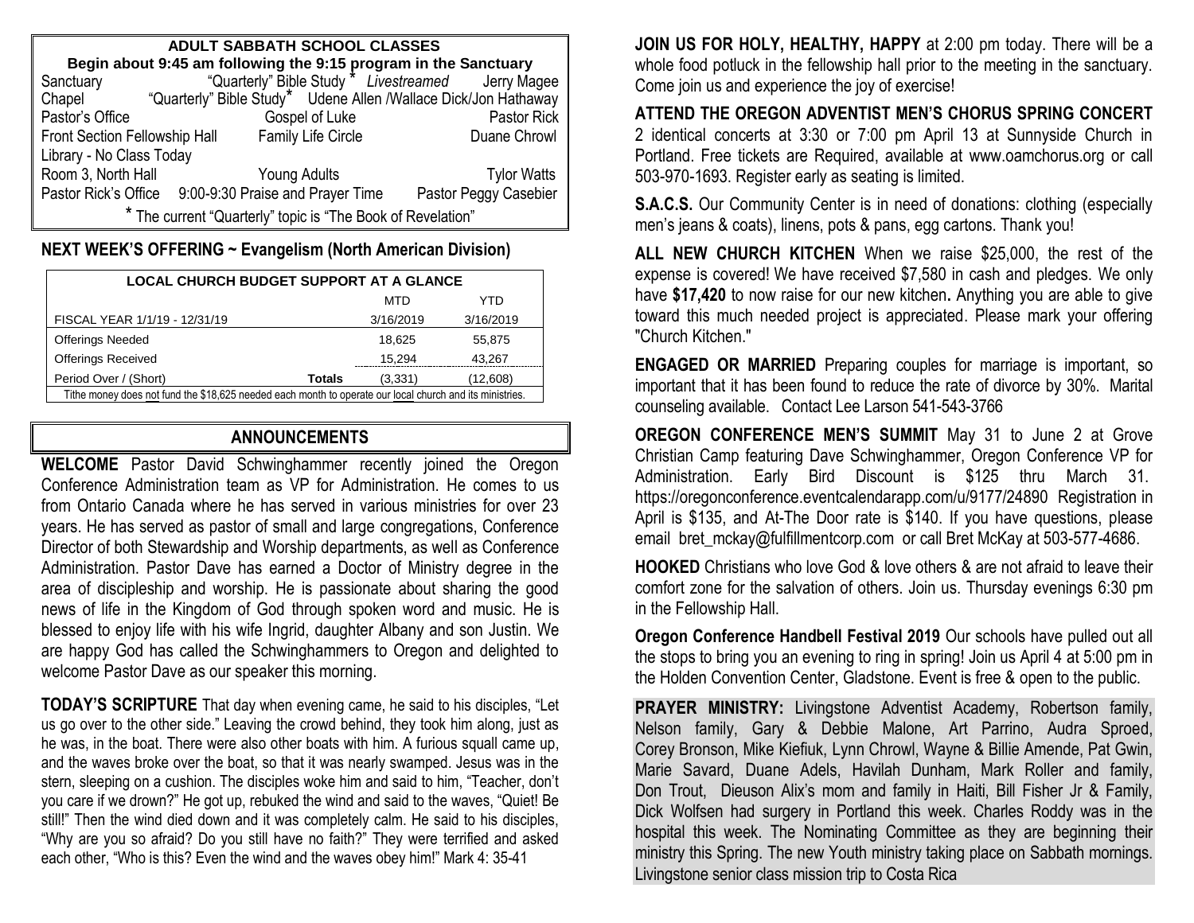## ADULT SABBATH SCHOOL CLASSES

**Begin about 9:45 am following the 9:15 program in the Sanctuary**

| | | |
|---|---|---|
| Sanctuary | "Quarterly" Bible Study * *Livestreamed* | Jerry Magee |
| Chapel | "Quarterly" Bible Study* | Udene Allen /Wallace Dick/Jon Hathaway |
| Pastor's Office | Gospel of Luke | Pastor Rick |
| Front Section Fellowship Hall | Family Life Circle | Duane Chrowl |
| Library - No Class Today | | |
| Room 3, North Hall | Young Adults | Tylor Watts |
| Pastor Rick's Office | 9:00-9:30 Praise and Prayer Time | Pastor Peggy Casebier |

* The current "Quarterly" topic is "The Book of Revelation"

## NEXT WEEK'S OFFERING ~ Evangelism (North American Division)

**LOCAL CHURCH BUDGET SUPPORT AT A GLANCE**

| | | MTD | YTD |
|---|---|---|---|
| FISCAL YEAR 1/1/19 - 12/31/19 | | 3/16/2019 | 3/16/2019 |
| Offerings Needed | | 18,625 | 55,875 |
| Offerings Received | | 15,294 | 43,267 |
| Period Over / (Short) | **Totals** | (3,331) | (12,608) |

Tithe money does not fund the $18,625 needed each month to operate our local church and its ministries.

## ANNOUNCEMENTS

**WELCOME** Pastor David Schwinghammer recently joined the Oregon Conference Administration team as VP for Administration. He comes to us from Ontario Canada where he has served in various ministries for over 23 years. He has served as pastor of small and large congregations, Conference Director of both Stewardship and Worship departments, as well as Conference Administration. Pastor Dave has earned a Doctor of Ministry degree in the area of discipleship and worship. He is passionate about sharing the good news of life in the Kingdom of God through spoken word and music. He is blessed to enjoy life with his wife Ingrid, daughter Albany and son Justin. We are happy God has called the Schwinghammers to Oregon and delighted to welcome Pastor Dave as our speaker this morning.

**TODAY'S SCRIPTURE** That day when evening came, he said to his disciples, "Let us go over to the other side." Leaving the crowd behind, they took him along, just as he was, in the boat. There were also other boats with him. A furious squall came up, and the waves broke over the boat, so that it was nearly swamped. Jesus was in the stern, sleeping on a cushion. The disciples woke him and said to him, "Teacher, don't you care if we drown?" He got up, rebuked the wind and said to the waves, "Quiet! Be still!" Then the wind died down and it was completely calm. He said to his disciples, "Why are you so afraid? Do you still have no faith?" They were terrified and asked each other, "Who is this? Even the wind and the waves obey him!" Mark 4: 35-41

**JOIN US FOR HOLY, HEALTHY, HAPPY** at 2:00 pm today. There will be a whole food potluck in the fellowship hall prior to the meeting in the sanctuary. Come join us and experience the joy of exercise!

**ATTEND THE OREGON ADVENTIST MEN'S CHORUS SPRING CONCERT** 2 identical concerts at 3:30 or 7:00 pm April 13 at Sunnyside Church in Portland. Free tickets are Required, available at www.oamchorus.org or call 503-970-1693. Register early as seating is limited.

**S.A.C.S.** Our Community Center is in need of donations: clothing (especially men's jeans & coats), linens, pots & pans, egg cartons. Thank you!

**ALL NEW CHURCH KITCHEN** When we raise $25,000, the rest of the expense is covered! We have received $7,580 in cash and pledges. We only have **$17,420** to now raise for our new kitchen**.** Anything you are able to give toward this much needed project is appreciated. Please mark your offering "Church Kitchen."

**ENGAGED OR MARRIED** Preparing couples for marriage is important, so important that it has been found to reduce the rate of divorce by 30%. Marital counseling available. Contact Lee Larson 541-543-3766

**OREGON CONFERENCE MEN'S SUMMIT** May 31 to June 2 at Grove Christian Camp featuring Dave Schwinghammer, Oregon Conference VP for Administration. Early Bird Discount is $125 thru March 31. https://oregonconference.eventcalendarapp.com/u/9177/24890 Registration in April is $135, and At-The Door rate is $140. If you have questions, please email bret_mckay@fulfillmentcorp.com or call Bret McKay at 503-577-4686.

**HOOKED** Christians who love God & love others & are not afraid to leave their comfort zone for the salvation of others. Join us. Thursday evenings 6:30 pm in the Fellowship Hall.

**Oregon Conference Handbell Festival 2019** Our schools have pulled out all the stops to bring you an evening to ring in spring! Join us April 4 at 5:00 pm in the Holden Convention Center, Gladstone. Event is free & open to the public.

**PRAYER MINISTRY:** Livingstone Adventist Academy, Robertson family, Nelson family, Gary & Debbie Malone, Art Parrino, Audra Sproed, Corey Bronson, Mike Kiefiuk, Lynn Chrowl, Wayne & Billie Amende, Pat Gwin, Marie Savard, Duane Adels, Havilah Dunham, Mark Roller and family, Don Trout, Dieuson Alix's mom and family in Haiti, Bill Fisher Jr & Family, Dick Wolfsen had surgery in Portland this week. Charles Roddy was in the hospital this week. The Nominating Committee as they are beginning their ministry this Spring. The new Youth ministry taking place on Sabbath mornings. Livingstone senior class mission trip to Costa Rica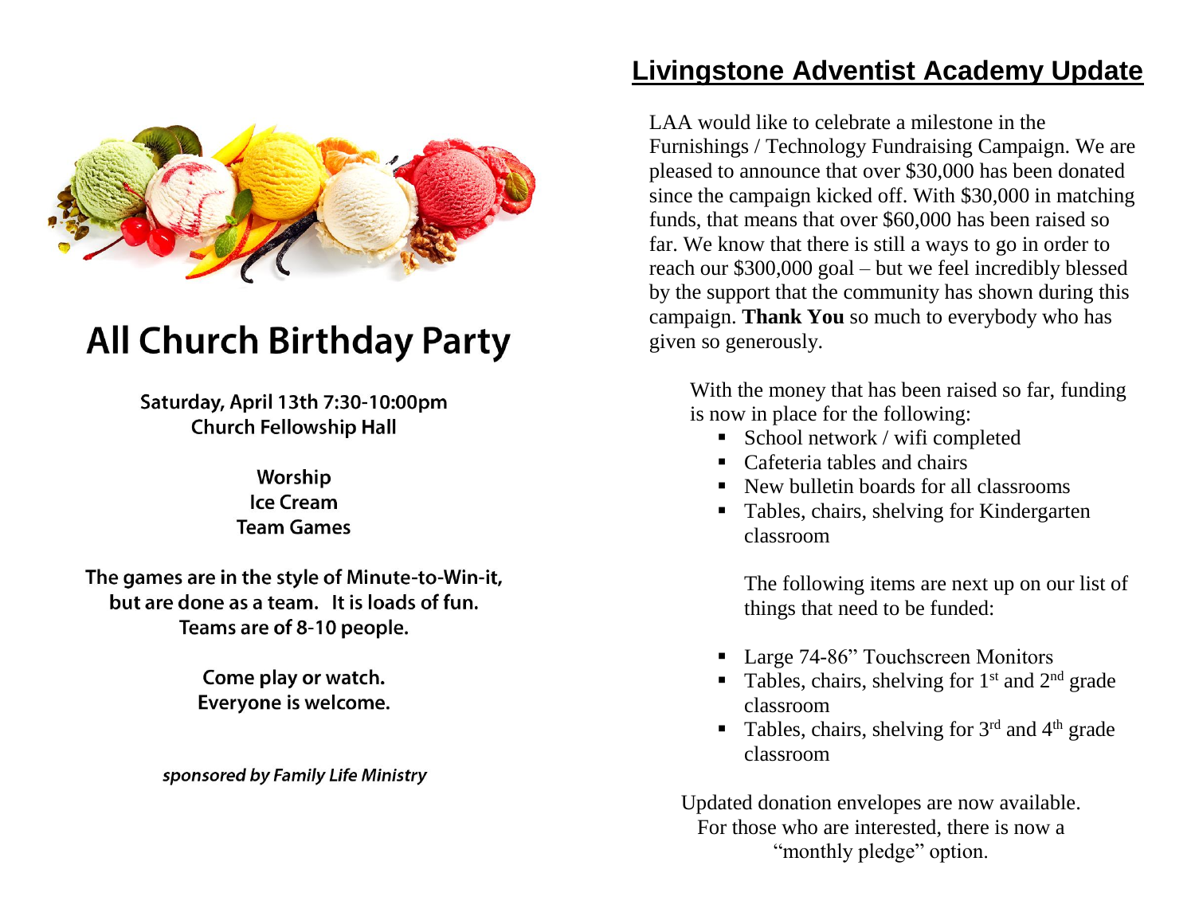# All Church Birthday Party

**Saturday, April 13th 7:30-10:00pm**
**Church Fellowship Hall**

**Worship**
**Ice Cream**
**Team Games**

**The games are in the style of Minute-to-Win-it, but are done as a team. It is loads of fun. Teams are of 8-10 people.**

**Come play or watch.**
**Everyone is welcome.**

***sponsored by Family Life Ministry***

## Livingstone Adventist Academy Update

LAA would like to celebrate a milestone in the Furnishings / Technology Fundraising Campaign. We are pleased to announce that over $30,000 has been donated since the campaign kicked off. With $30,000 in matching funds, that means that over $60,000 has been raised so far. We know that there is still a ways to go in order to reach our $300,000 goal – but we feel incredibly blessed by the support that the community has shown during this campaign. **Thank You** so much to everybody who has given so generously.

With the money that has been raised so far, funding is now in place for the following:

- School network / wifi completed
- Cafeteria tables and chairs
- New bulletin boards for all classrooms
- Tables, chairs, shelving for Kindergarten classroom

The following items are next up on our list of things that need to be funded:

- Large 74-86" Touchscreen Monitors
- Tables, chairs, shelving for 1st and 2nd grade classroom
- Tables, chairs, shelving for 3rd and 4th grade classroom

Updated donation envelopes are now available. For those who are interested, there is now a "monthly pledge" option.